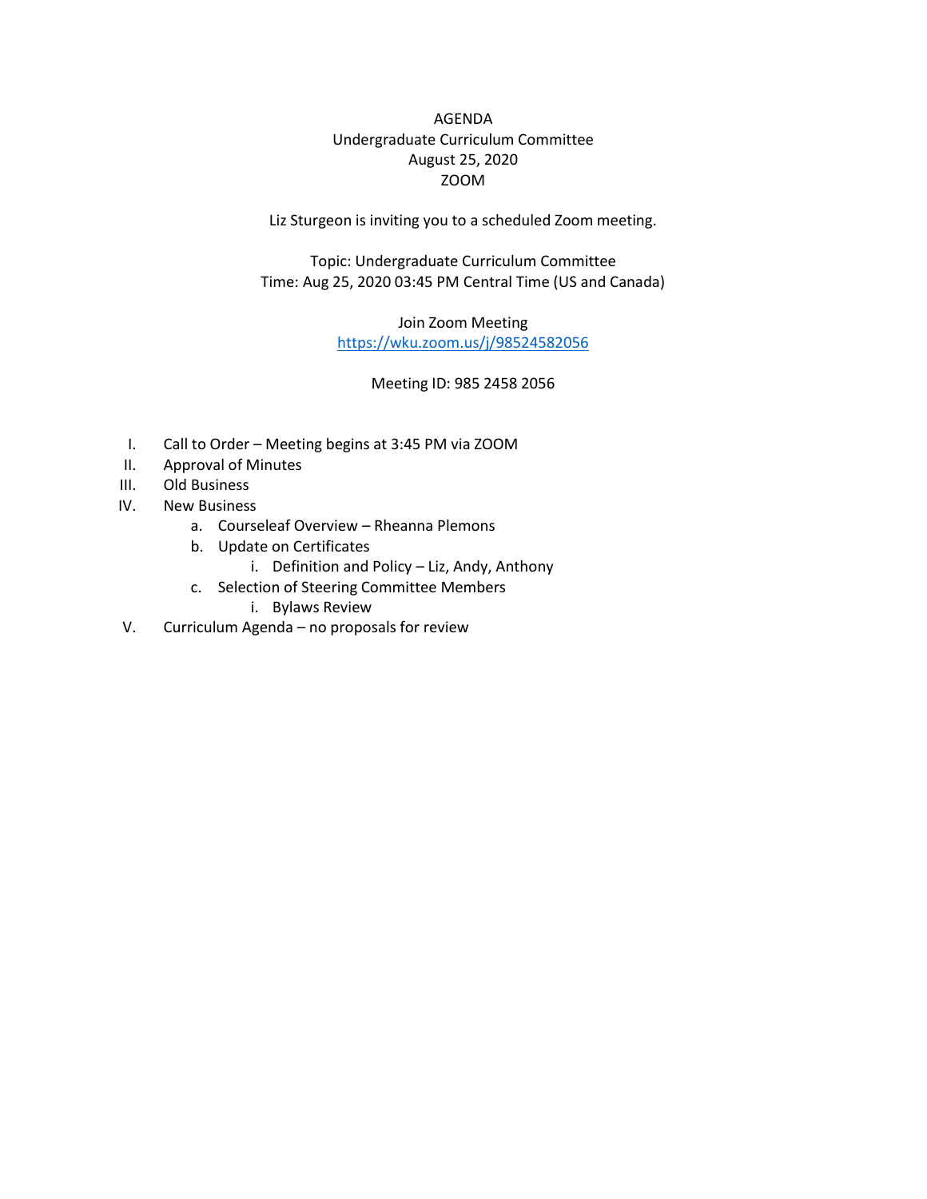# AGENDA
## Undergraduate Curriculum Committee
### August 25, 2020
### ZOOM

Liz Sturgeon is inviting you to a scheduled Zoom meeting.

Topic: Undergraduate Curriculum Committee
Time: Aug 25, 2020 03:45 PM Central Time (US and Canada)

Join Zoom Meeting
[https://wku.zoom.us/j/98524582056](https://wku.zoom.us/j/98524582056)

Meeting ID: 985 2458 2056

I. Call to Order – Meeting begins at 3:45 PM via ZOOM
II. Approval of Minutes
III. Old Business
IV. New Business
   a. Courseleaf Overview – Rheanna Plemons
   b. Update on Certificates
      i. Definition and Policy – Liz, Andy, Anthony
   c. Selection of Steering Committee Members
      i. Bylaws Review
V. Curriculum Agenda – no proposals for review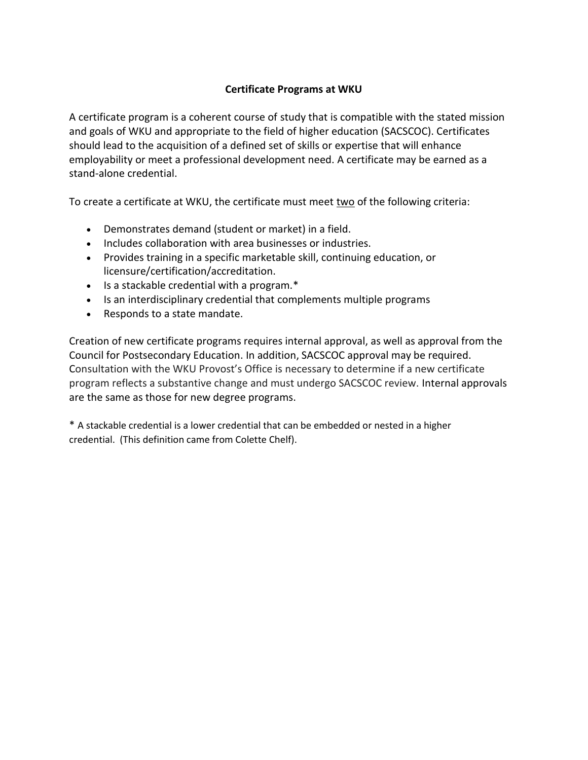## Certificate Programs at WKU

A certificate program is a coherent course of study that is compatible with the stated mission and goals of WKU and appropriate to the field of higher education (SACSCOC). Certificates should lead to the acquisition of a defined set of skills or expertise that will enhance employability or meet a professional development need. A certificate may be earned as a stand-alone credential.

To create a certificate at WKU, the certificate must meet <u>two</u> of the following criteria:

- Demonstrates demand (student or market) in a field.
- Includes collaboration with area businesses or industries.
- Provides training in a specific marketable skill, continuing education, or licensure/certification/accreditation.
- Is a stackable credential with a program.*
- Is an interdisciplinary credential that complements multiple programs
- Responds to a state mandate.

Creation of new certificate programs requires internal approval, as well as approval from the Council for Postsecondary Education. In addition, SACSCOC approval may be required. Consultation with the WKU Provost's Office is necessary to determine if a new certificate program reflects a substantive change and must undergo SACSCOC review. Internal approvals are the same as those for new degree programs.

* A stackable credential is a lower credential that can be embedded or nested in a higher credential. (This definition came from Colette Chelf).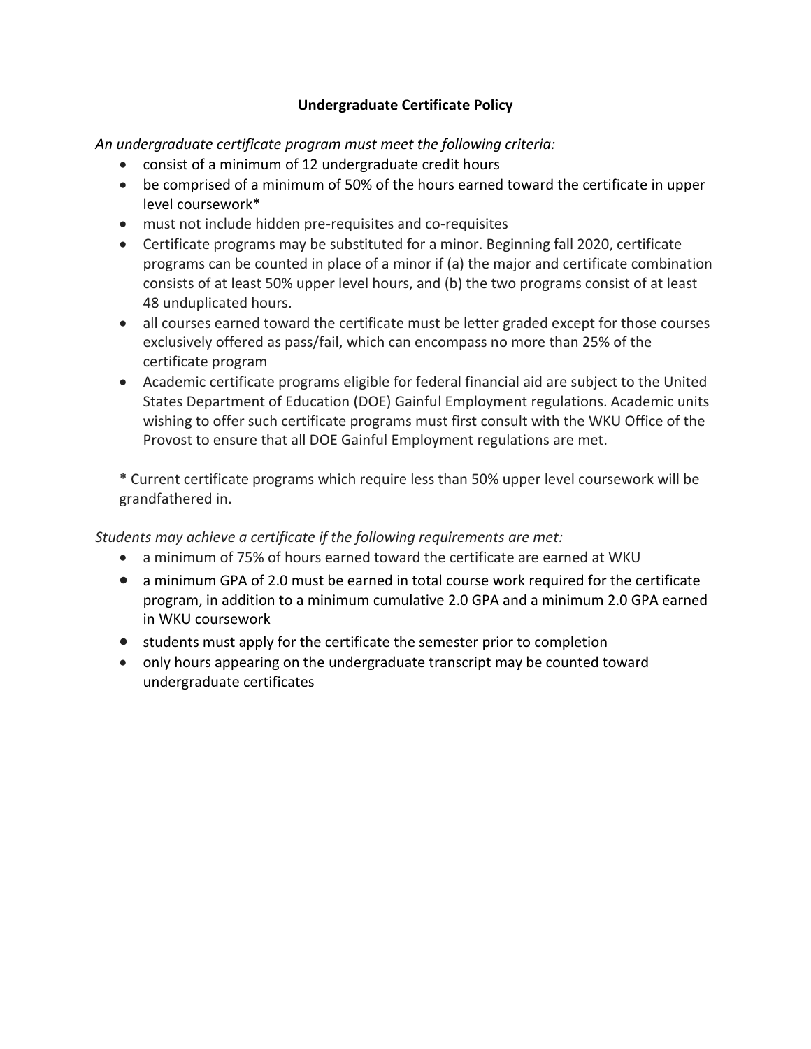**Undergraduate Certificate Policy**

*An undergraduate certificate program must meet the following criteria:*

- consist of a minimum of 12 undergraduate credit hours
- be comprised of a minimum of 50% of the hours earned toward the certificate in upper level coursework*
- must not include hidden pre-requisites and co-requisites
- Certificate programs may be substituted for a minor. Beginning fall 2020, certificate programs can be counted in place of a minor if (a) the major and certificate combination consists of at least 50% upper level hours, and (b) the two programs consist of at least 48 unduplicated hours.
- all courses earned toward the certificate must be letter graded except for those courses exclusively offered as pass/fail, which can encompass no more than 25% of the certificate program
- Academic certificate programs eligible for federal financial aid are subject to the United States Department of Education (DOE) Gainful Employment regulations. Academic units wishing to offer such certificate programs must first consult with the WKU Office of the Provost to ensure that all DOE Gainful Employment regulations are met.

\* Current certificate programs which require less than 50% upper level coursework will be grandfathered in.

*Students may achieve a certificate if the following requirements are met:*

- a minimum of 75% of hours earned toward the certificate are earned at WKU
- a minimum GPA of 2.0 must be earned in total course work required for the certificate program, in addition to a minimum cumulative 2.0 GPA and a minimum 2.0 GPA earned in WKU coursework
- students must apply for the certificate the semester prior to completion
- only hours appearing on the undergraduate transcript may be counted toward undergraduate certificates